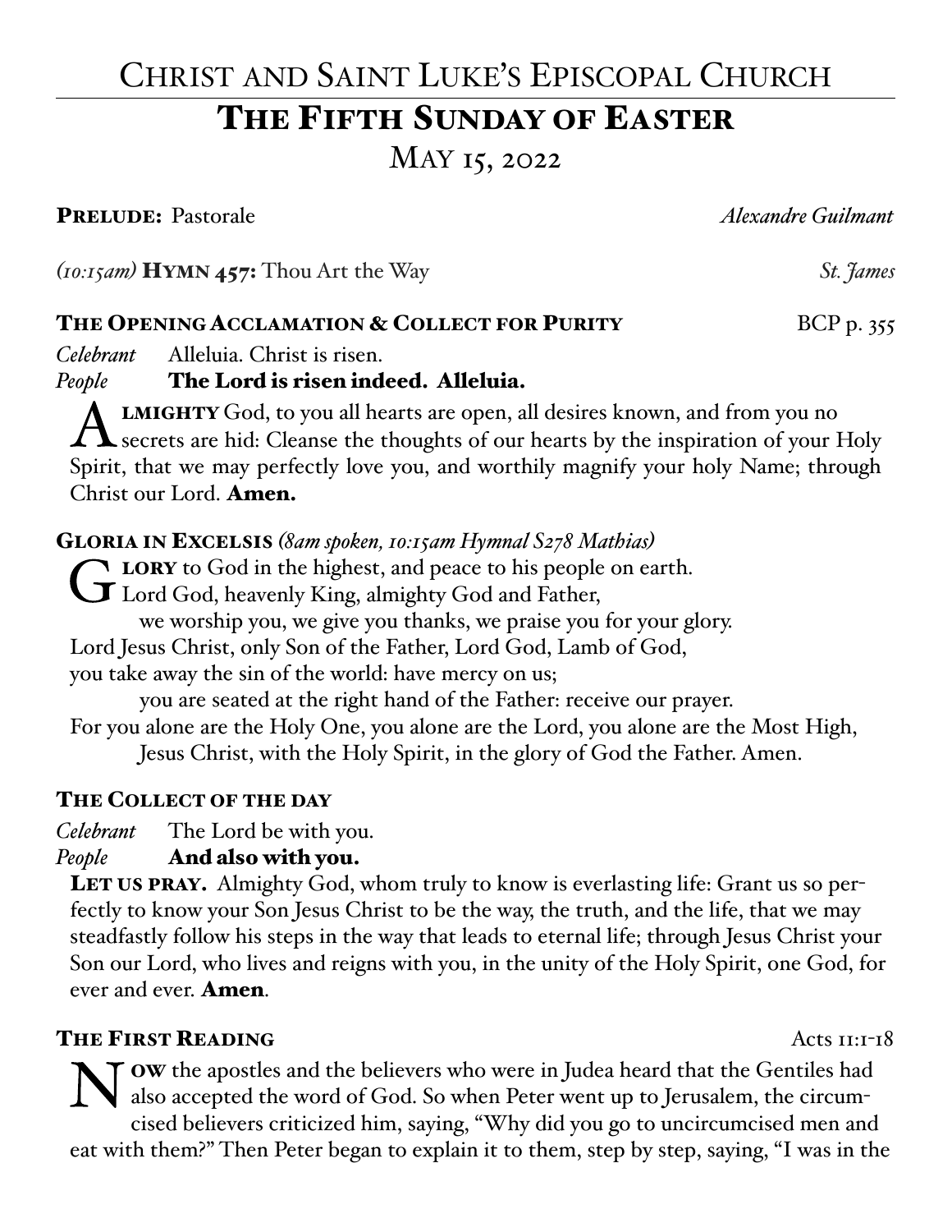# Christ and Saint Luke's Episcopal Church

## The Fifth Sunday of Easter

May 15, 2022

**Prelude:** Pastorale *Alexandre Guilmant*

*(10:15am)* **Hymn 457:** Thou Art the Way *St. James*

### The Opening Acclamation & Collect for Purity BCP p. 355

*Celebrant* Alleluia. Christ is risen.
*People* **The Lord is risen indeed. Alleluia.**

**Almighty** God, to you all hearts are open, all desires known, and from you no secrets are hid: Cleanse the thoughts of our hearts by the inspiration of your Holy Spirit, that we may perfectly love you, and worthily magnify your holy Name; through Christ our Lord. **Amen.**

### Gloria in Excelsis *(8am spoken, 10:15am Hymnal S278 Mathias)*

**Glory** to God in the highest, and peace to his people on earth.
Lord God, heavenly King, almighty God and Father,
we worship you, we give you thanks, we praise you for your glory.
Lord Jesus Christ, only Son of the Father, Lord God, Lamb of God,
you take away the sin of the world: have mercy on us;
you are seated at the right hand of the Father: receive our prayer.
For you alone are the Holy One, you alone are the Lord, you alone are the Most High,
Jesus Christ, with the Holy Spirit, in the glory of God the Father. Amen.

### The Collect of the Day

*Celebrant* The Lord be with you.
*People* **And also with you.**

**Let us pray.** Almighty God, whom truly to know is everlasting life: Grant us so perfectly to know your Son Jesus Christ to be the way, the truth, and the life, that we may steadfastly follow his steps in the way that leads to eternal life; through Jesus Christ your Son our Lord, who lives and reigns with you, in the unity of the Holy Spirit, one God, for ever and ever. **Amen**.

### The First Reading Acts 11:1-18

**Now** the apostles and the believers who were in Judea heard that the Gentiles had also accepted the word of God. So when Peter went up to Jerusalem, the circumcised believers criticized him, saying, "Why did you go to uncircumcised men and eat with them?" Then Peter began to explain it to them, step by step, saying, "I was in the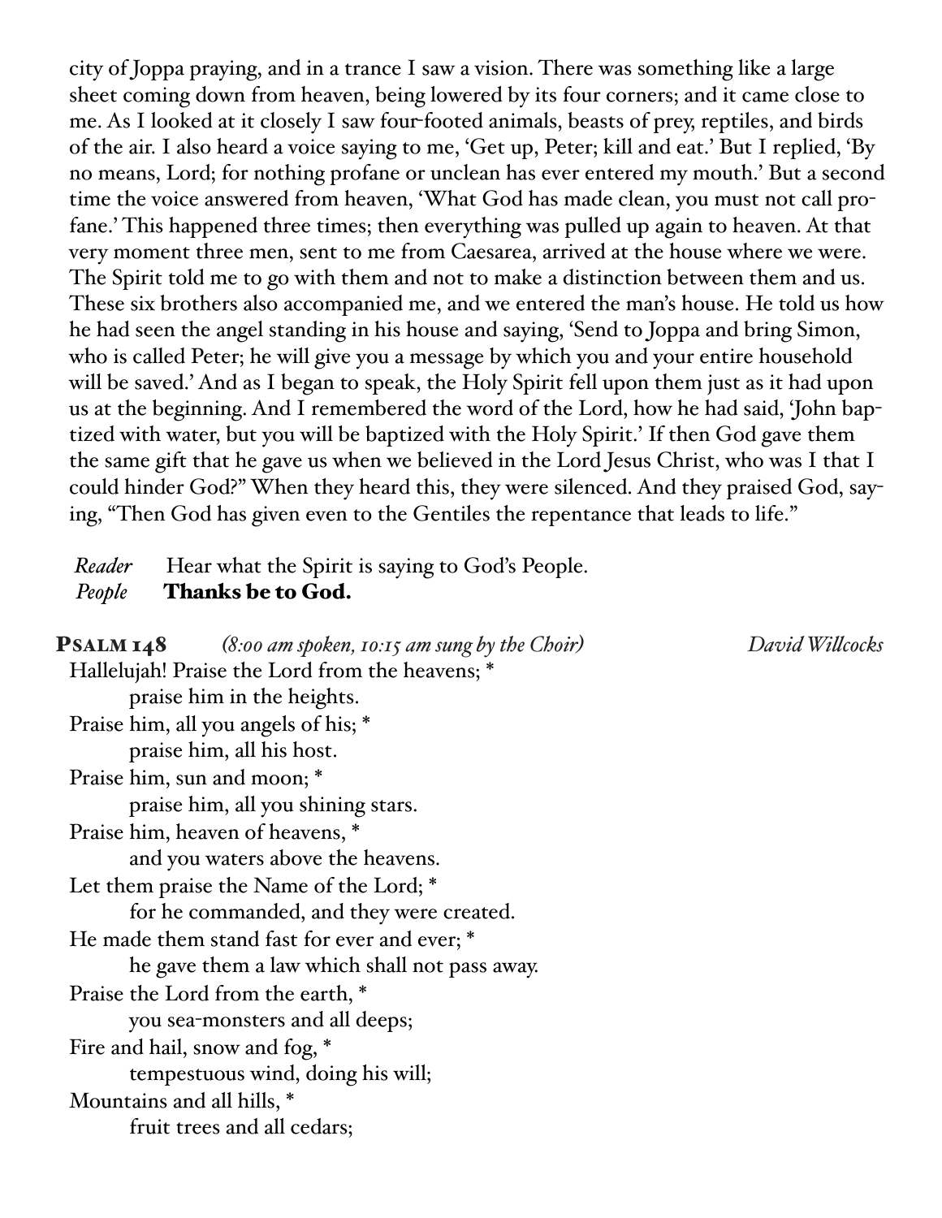city of Joppa praying, and in a trance I saw a vision. There was something like a large sheet coming down from heaven, being lowered by its four corners; and it came close to me. As I looked at it closely I saw four-footed animals, beasts of prey, reptiles, and birds of the air. I also heard a voice saying to me, 'Get up, Peter; kill and eat.' But I replied, 'By no means, Lord; for nothing profane or unclean has ever entered my mouth.' But a second time the voice answered from heaven, 'What God has made clean, you must not call profane.' This happened three times; then everything was pulled up again to heaven. At that very moment three men, sent to me from Caesarea, arrived at the house where we were. The Spirit told me to go with them and not to make a distinction between them and us. These six brothers also accompanied me, and we entered the man's house. He told us how he had seen the angel standing in his house and saying, 'Send to Joppa and bring Simon, who is called Peter; he will give you a message by which you and your entire household will be saved.' And as I began to speak, the Holy Spirit fell upon them just as it had upon us at the beginning. And I remembered the word of the Lord, how he had said, 'John baptized with water, but you will be baptized with the Holy Spirit.' If then God gave them the same gift that he gave us when we believed in the Lord Jesus Christ, who was I that I could hinder God?" When they heard this, they were silenced. And they praised God, saying, "Then God has given even to the Gentiles the repentance that leads to life."

*Reader* Hear what the Spirit is saying to God's People.
*People* **Thanks be to God.**

**Psalm 148** *(8:00 am spoken, 10:15 am sung by the Choir)* *David Willcocks*

Hallelujah! Praise the Lord from the heavens; *
praise him in the heights.
Praise him, all you angels of his; *
praise him, all his host.
Praise him, sun and moon; *
praise him, all you shining stars.
Praise him, heaven of heavens, *
and you waters above the heavens.
Let them praise the Name of the Lord; *
for he commanded, and they were created.
He made them stand fast for ever and ever; *
he gave them a law which shall not pass away.
Praise the Lord from the earth, *
you sea-monsters and all deeps;
Fire and hail, snow and fog, *
tempestuous wind, doing his will;
Mountains and all hills, *
fruit trees and all cedars;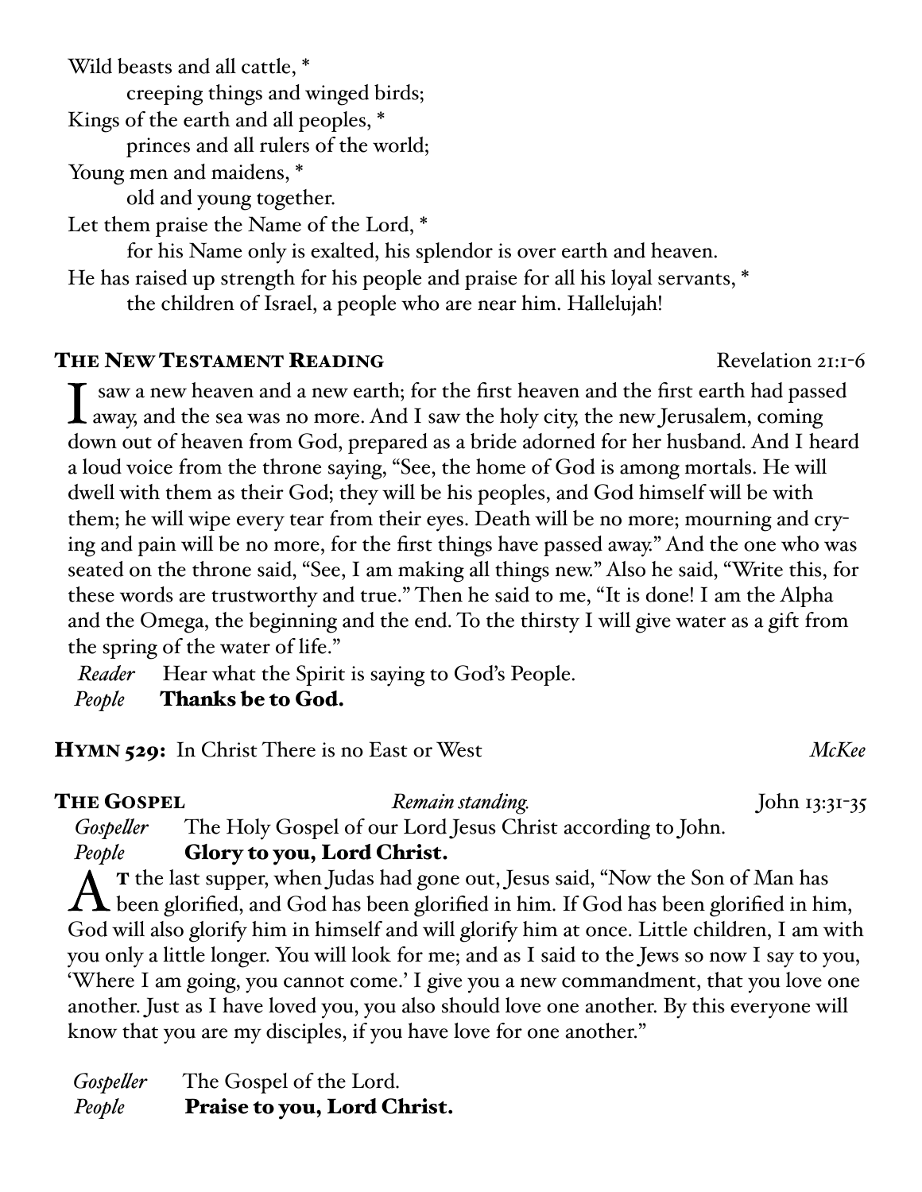Wild beasts and all cattle, *
    creeping things and winged birds;
Kings of the earth and all peoples, *
    princes and all rulers of the world;
Young men and maidens, *
    old and young together.
Let them praise the Name of the Lord, *
    for his Name only is exalted, his splendor is over earth and heaven.
He has raised up strength for his people and praise for all his loyal servants, *
    the children of Israel, a people who are near him. Hallelujah!

## The New Testament Reading — Revelation 21:1-6

I saw a new heaven and a new earth; for the first heaven and the first earth had passed away, and the sea was no more. And I saw the holy city, the new Jerusalem, coming down out of heaven from God, prepared as a bride adorned for her husband. And I heard a loud voice from the throne saying, "See, the home of God is among mortals. He will dwell with them as their God; they will be his peoples, and God himself will be with them; he will wipe every tear from their eyes. Death will be no more; mourning and crying and pain will be no more, for the first things have passed away." And the one who was seated on the throne said, "See, I am making all things new." Also he said, "Write this, for these words are trustworthy and true." Then he said to me, "It is done! I am the Alpha and the Omega, the beginning and the end. To the thirsty I will give water as a gift from the spring of the water of life."

*Reader* Hear what the Spirit is saying to God's People.
*People* **Thanks be to God.**

## Hymn 529: In Christ There is no East or West — *McKee*

## The Gospel — *Remain standing.* — John 13:31-35

*Gospeller* The Holy Gospel of our Lord Jesus Christ according to John.
*People* **Glory to you, Lord Christ.**

At the last supper, when Judas had gone out, Jesus said, "Now the Son of Man has been glorified, and God has been glorified in him. If God has been glorified in him, God will also glorify him in himself and will glorify him at once. Little children, I am with you only a little longer. You will look for me; and as I said to the Jews so now I say to you, 'Where I am going, you cannot come.' I give you a new commandment, that you love one another. Just as I have loved you, you also should love one another. By this everyone will know that you are my disciples, if you have love for one another."

*Gospeller* The Gospel of the Lord.
*People* **Praise to you, Lord Christ.**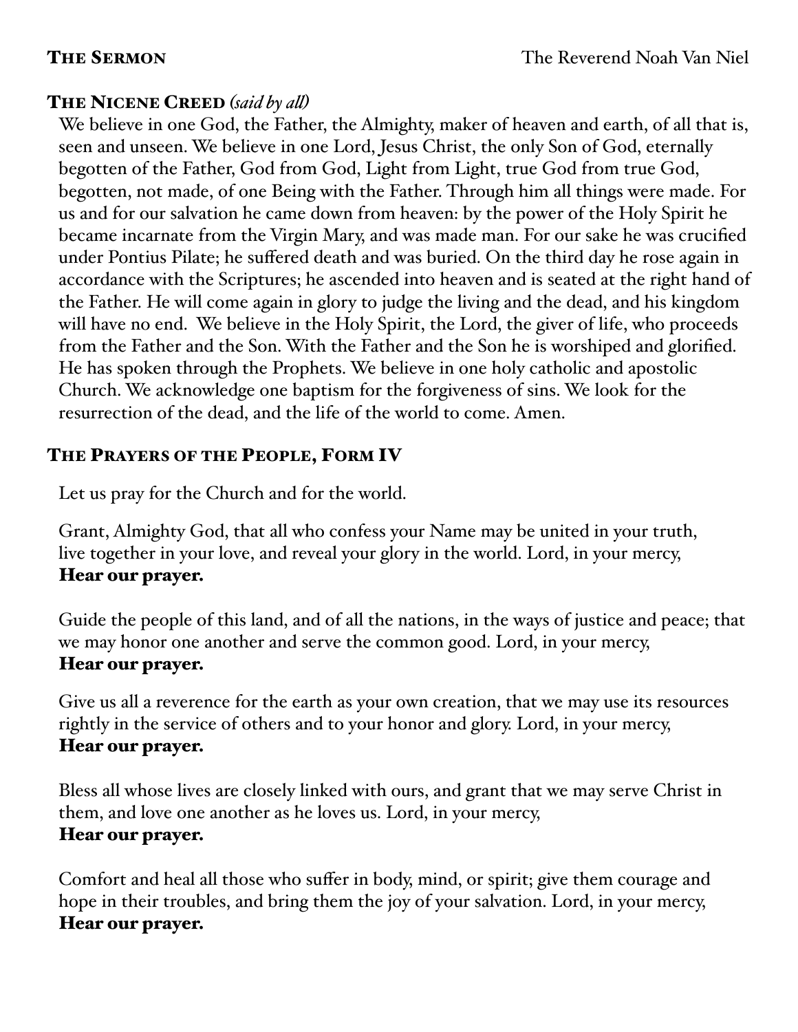## The Sermon

The Reverend Noah Van Niel

## The Nicene Creed *(said by all)*

We believe in one God, the Father, the Almighty, maker of heaven and earth, of all that is, seen and unseen. We believe in one Lord, Jesus Christ, the only Son of God, eternally begotten of the Father, God from God, Light from Light, true God from true God, begotten, not made, of one Being with the Father. Through him all things were made. For us and for our salvation he came down from heaven: by the power of the Holy Spirit he became incarnate from the Virgin Mary, and was made man. For our sake he was crucified under Pontius Pilate; he suffered death and was buried. On the third day he rose again in accordance with the Scriptures; he ascended into heaven and is seated at the right hand of the Father. He will come again in glory to judge the living and the dead, and his kingdom will have no end. We believe in the Holy Spirit, the Lord, the giver of life, who proceeds from the Father and the Son. With the Father and the Son he is worshiped and glorified. He has spoken through the Prophets. We believe in one holy catholic and apostolic Church. We acknowledge one baptism for the forgiveness of sins. We look for the resurrection of the dead, and the life of the world to come. Amen.

## The Prayers of the People, Form IV

Let us pray for the Church and for the world.

Grant, Almighty God, that all who confess your Name may be united in your truth, live together in your love, and reveal your glory in the world. Lord, in your mercy,
**Hear our prayer.**

Guide the people of this land, and of all the nations, in the ways of justice and peace; that we may honor one another and serve the common good. Lord, in your mercy,
**Hear our prayer.**

Give us all a reverence for the earth as your own creation, that we may use its resources rightly in the service of others and to your honor and glory. Lord, in your mercy,
**Hear our prayer.**

Bless all whose lives are closely linked with ours, and grant that we may serve Christ in them, and love one another as he loves us. Lord, in your mercy,
**Hear our prayer.**

Comfort and heal all those who suffer in body, mind, or spirit; give them courage and hope in their troubles, and bring them the joy of your salvation. Lord, in your mercy,
**Hear our prayer.**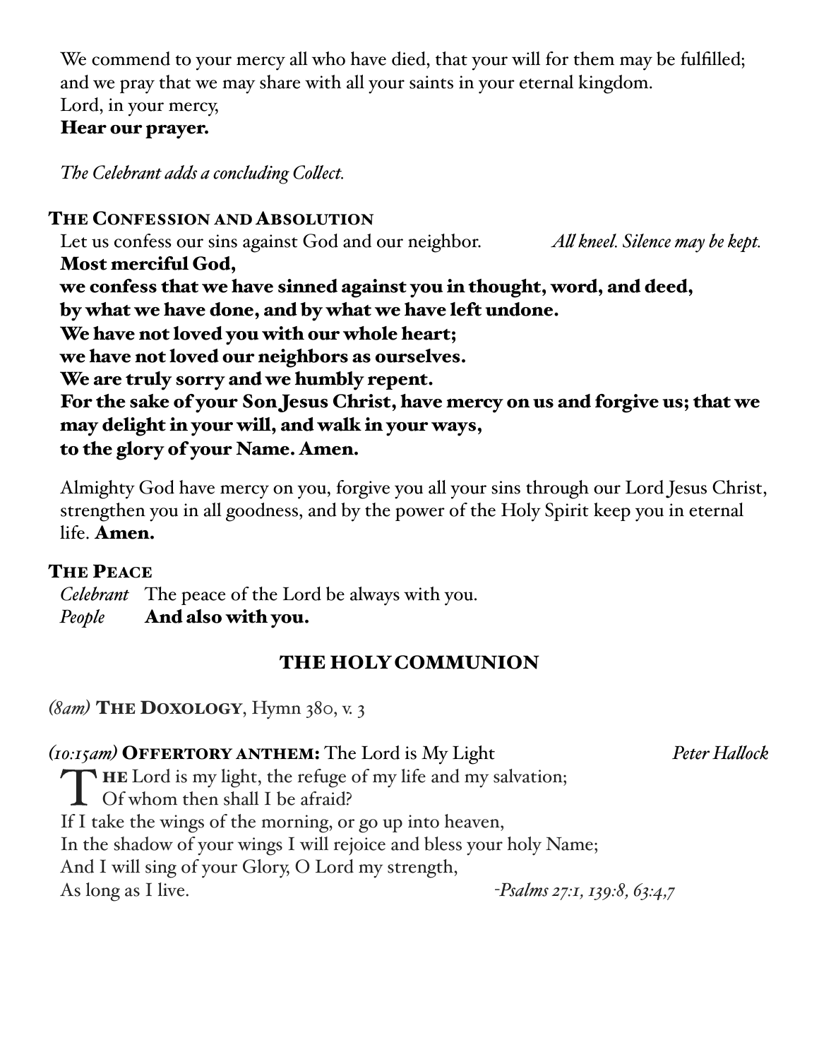We commend to your mercy all who have died, that your will for them may be fulfilled; and we pray that we may share with all your saints in your eternal kingdom.
Lord, in your mercy,
**Hear our prayer.**

*The Celebrant adds a concluding Collect.*

### The Confession and Absolution

Let us confess our sins against God and our neighbor. *All kneel. Silence may be kept.*

**Most merciful God,**
**we confess that we have sinned against you in thought, word, and deed,**
**by what we have done, and by what we have left undone.**
**We have not loved you with our whole heart;**
**we have not loved our neighbors as ourselves.**
**We are truly sorry and we humbly repent.**
**For the sake of your Son Jesus Christ, have mercy on us and forgive us; that we may delight in your will, and walk in your ways,**
**to the glory of your Name. Amen.**

Almighty God have mercy on you, forgive you all your sins through our Lord Jesus Christ, strengthen you in all goodness, and by the power of the Holy Spirit keep you in eternal life. **Amen.**

### The Peace

*Celebrant* The peace of the Lord be always with you.
*People* **And also with you.**

## THE HOLY COMMUNION

*(8am)* **The Doxology**, Hymn 380, v. 3

*(10:15am)* **Offertory anthem:** The Lord is My Light *Peter Hallock*

**The** Lord is my light, the refuge of my life and my salvation;
Of whom then shall I be afraid?
If I take the wings of the morning, or go up into heaven,
In the shadow of your wings I will rejoice and bless your holy Name;
And I will sing of your Glory, O Lord my strength,
As long as I live. *-Psalms 27:1, 139:8, 63:4,7*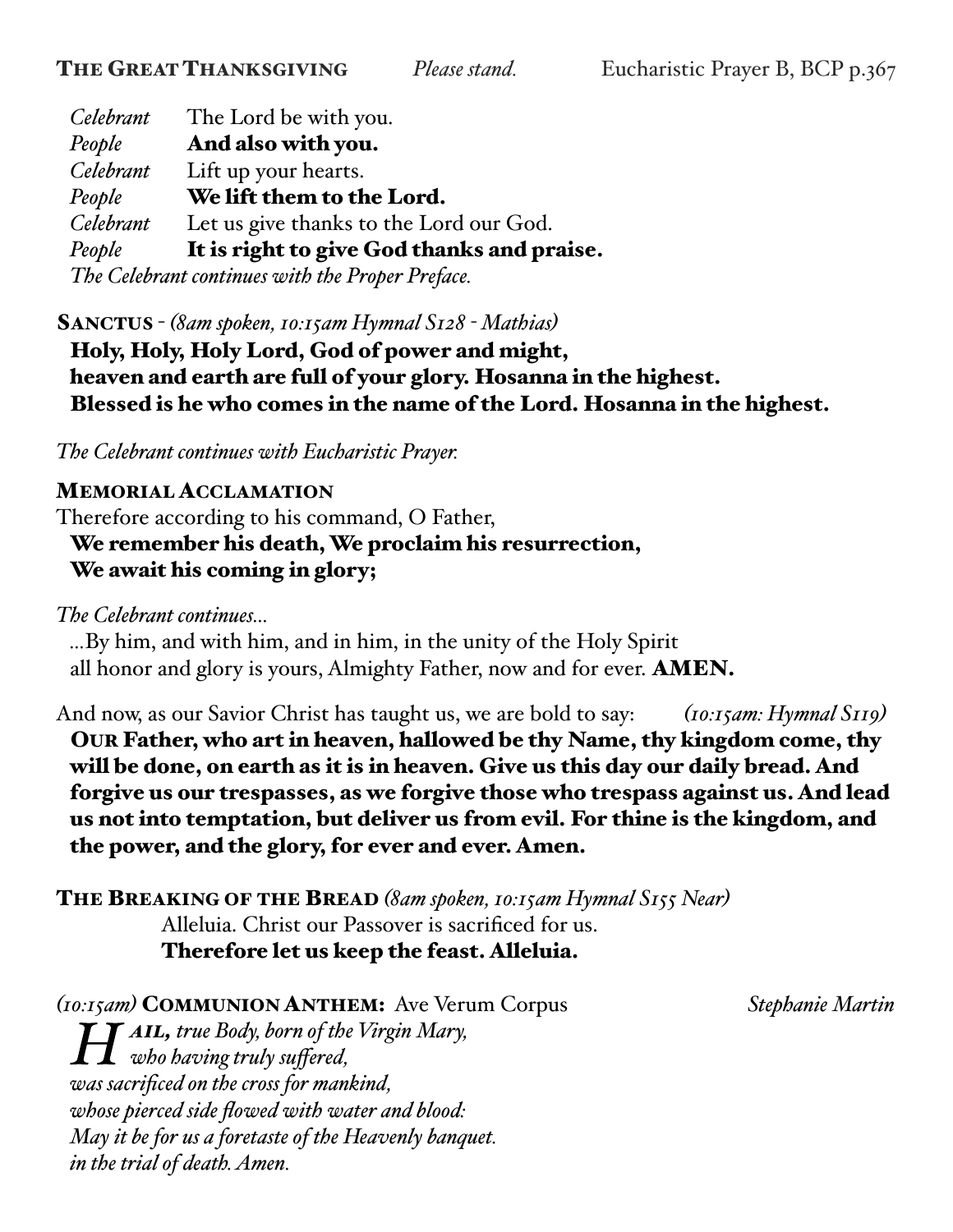**THE GREAT THANKSGIVING** *Please stand.* Eucharistic Prayer B, BCP p.367

*Celebrant* The Lord be with you.
*People* **And also with you.**
*Celebrant* Lift up your hearts.
*People* **We lift them to the Lord.**
*Celebrant* Let us give thanks to the Lord our God.
*People* **It is right to give God thanks and praise.**
*The Celebrant continues with the Proper Preface.*

**SANCTUS** - *(8am spoken, 10:15am Hymnal S128 - Mathias)*
**Holy, Holy, Holy Lord, God of power and might,
heaven and earth are full of your glory. Hosanna in the highest.
Blessed is he who comes in the name of the Lord. Hosanna in the highest.**

*The Celebrant continues with Eucharistic Prayer.*

**MEMORIAL ACCLAMATION**
Therefore according to his command, O Father,
**We remember his death, We proclaim his resurrection,
We await his coming in glory;**

*The Celebrant continues...*
...By him, and with him, and in him, in the unity of the Holy Spirit
all honor and glory is yours, Almighty Father, now and for ever. **AMEN.**

And now, as our Savior Christ has taught us, we are bold to say: *(10:15am: Hymnal S119)*
**OUR Father, who art in heaven, hallowed be thy Name, thy kingdom come, thy will be done, on earth as it is in heaven. Give us this day our daily bread. And forgive us our trespasses, as we forgive those who trespass against us. And lead us not into temptation, but deliver us from evil. For thine is the kingdom, and the power, and the glory, for ever and ever. Amen.**

**THE BREAKING OF THE BREAD** *(8am spoken, 10:15am Hymnal S155 Near)*
Alleluia. Christ our Passover is sacrificed for us.
**Therefore let us keep the feast. Alleluia.**

*(10:15am)* **COMMUNION ANTHEM:** Ave Verum Corpus *Stephanie Martin*
*HAIL, true Body, born of the Virgin Mary,
who having truly suffered,
was sacrificed on the cross for mankind,
whose pierced side flowed with water and blood:
May it be for us a foretaste of the Heavenly banquet.
in the trial of death. Amen.*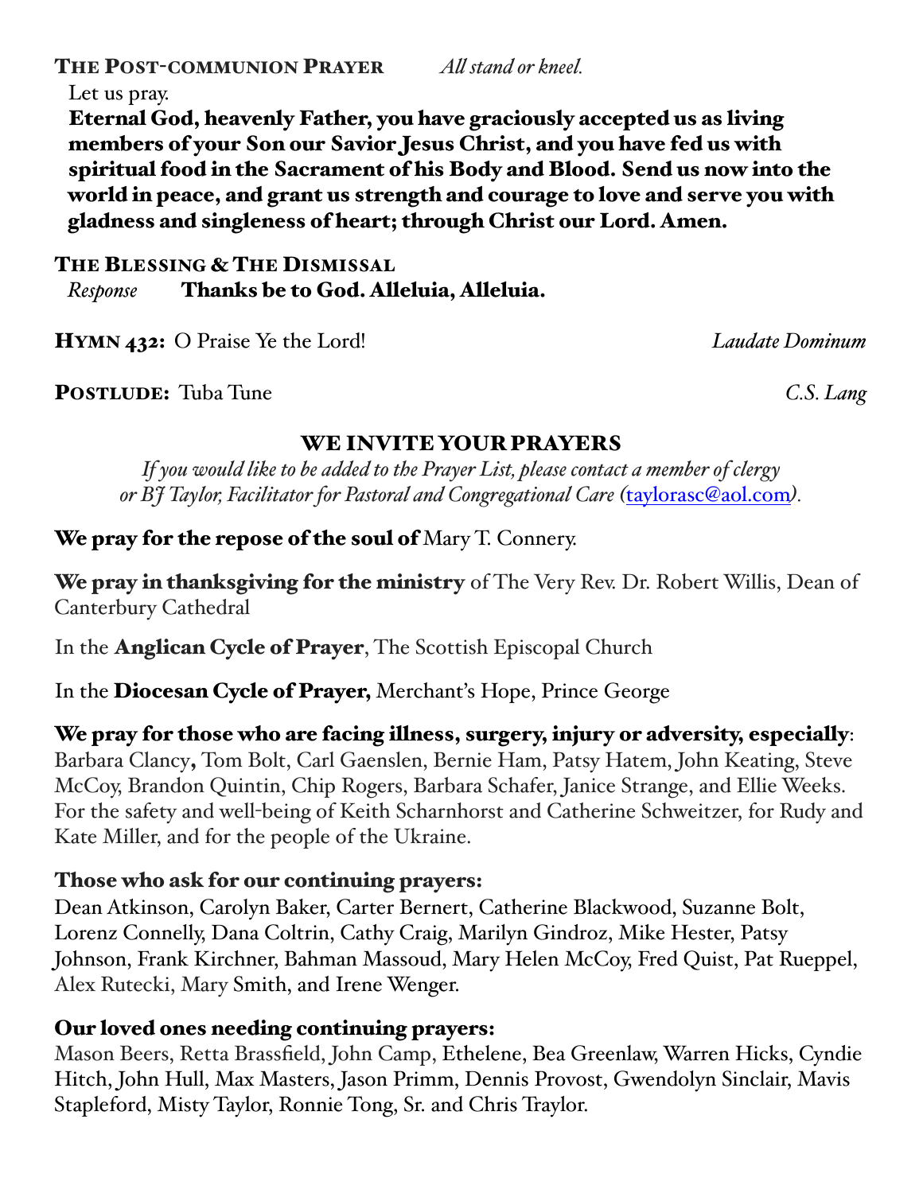**The Post-communion Prayer** *All stand or kneel.*

Let us pray.

**Eternal God, heavenly Father, you have graciously accepted us as living members of your Son our Savior Jesus Christ, and you have fed us with spiritual food in the Sacrament of his Body and Blood. Send us now into the world in peace, and grant us strength and courage to love and serve you with gladness and singleness of heart; through Christ our Lord. Amen.**

**The Blessing & The Dismissal**

*Response* **Thanks be to God. Alleluia, Alleluia.**

**Hymn 432:** O Praise Ye the Lord! *Laudate Dominum*

**Postlude:** Tuba Tune *C.S. Lang*

## WE INVITE YOUR PRAYERS

*If you would like to be added to the Prayer List, please contact a member of clergy or BJ Taylor, Facilitator for Pastoral and Congregational Care (taylorasc@aol.com).*

**We pray for the repose of the soul of** Mary T. Connery.

**We pray in thanksgiving for the ministry** of The Very Rev. Dr. Robert Willis, Dean of Canterbury Cathedral

In the **Anglican Cycle of Prayer**, The Scottish Episcopal Church

In the **Diocesan Cycle of Prayer,** Merchant's Hope, Prince George

**We pray for those who are facing illness, surgery, injury or adversity, especially**: Barbara Clancy**,** Tom Bolt, Carl Gaenslen, Bernie Ham, Patsy Hatem, John Keating, Steve McCoy, Brandon Quintin, Chip Rogers, Barbara Schafer, Janice Strange, and Ellie Weeks. For the safety and well-being of Keith Scharnhorst and Catherine Schweitzer, for Rudy and Kate Miller, and for the people of the Ukraine.

**Those who ask for our continuing prayers:**
Dean Atkinson, Carolyn Baker, Carter Bernert, Catherine Blackwood, Suzanne Bolt, Lorenz Connelly, Dana Coltrin, Cathy Craig, Marilyn Gindroz, Mike Hester, Patsy Johnson, Frank Kirchner, Bahman Massoud, Mary Helen McCoy, Fred Quist, Pat Rueppel, Alex Rutecki, Mary Smith, and Irene Wenger.

**Our loved ones needing continuing prayers:**
Mason Beers, Retta Brassfield, John Camp, Ethelene, Bea Greenlaw, Warren Hicks, Cyndie Hitch, John Hull, Max Masters, Jason Primm, Dennis Provost, Gwendolyn Sinclair, Mavis Stapleford, Misty Taylor, Ronnie Tong, Sr. and Chris Traylor.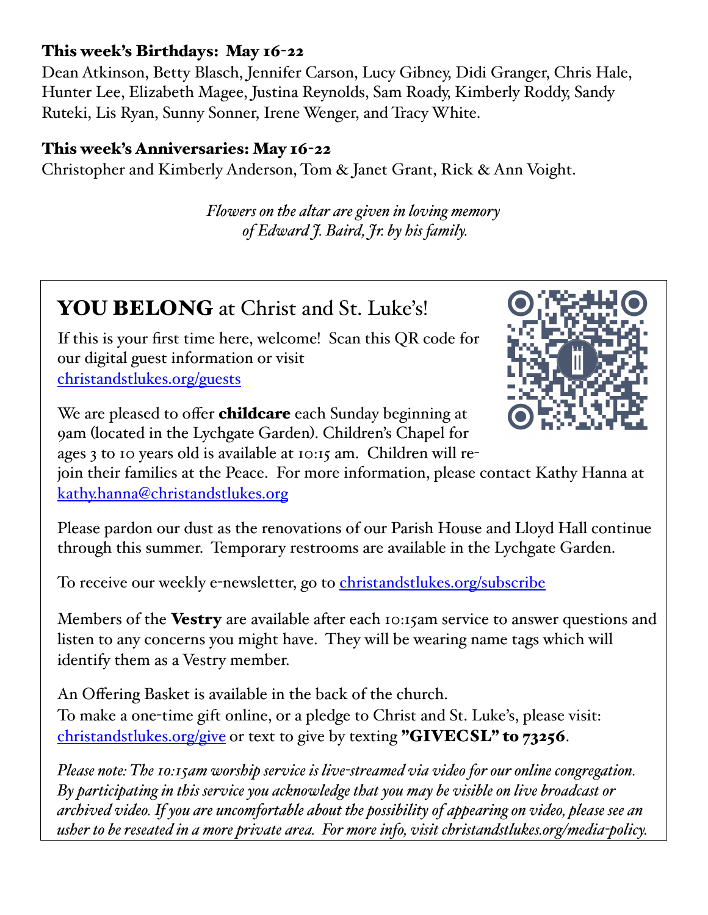**This week's Birthdays: May 16-22**

Dean Atkinson, Betty Blasch, Jennifer Carson, Lucy Gibney, Didi Granger, Chris Hale, Hunter Lee, Elizabeth Magee, Justina Reynolds, Sam Roady, Kimberly Roddy, Sandy Ruteki, Lis Ryan, Sunny Sonner, Irene Wenger, and Tracy White.

**This week's Anniversaries: May 16-22**

Christopher and Kimberly Anderson, Tom & Janet Grant, Rick & Ann Voight.

*Flowers on the altar are given in loving memory of Edward J. Baird, Jr. by his family.*

## **YOU BELONG** at Christ and St. Luke's!

If this is your first time here, welcome! Scan this QR code for our digital guest information or visit christandstlukes.org/guests

We are pleased to offer **childcare** each Sunday beginning at 9am (located in the Lychgate Garden). Children's Chapel for ages 3 to 10 years old is available at 10:15 am. Children will re-join their families at the Peace. For more information, please contact Kathy Hanna at kathy.hanna@christandstlukes.org

Please pardon our dust as the renovations of our Parish House and Lloyd Hall continue through this summer. Temporary restrooms are available in the Lychgate Garden.

To receive our weekly e-newsletter, go to christandstlukes.org/subscribe

Members of the **Vestry** are available after each 10:15am service to answer questions and listen to any concerns you might have. They will be wearing name tags which will identify them as a Vestry member.

An Offering Basket is available in the back of the church.
To make a one-time gift online, or a pledge to Christ and St. Luke's, please visit: christandstlukes.org/give or text to give by texting **"GIVECSL" to 73256**.

*Please note: The 10:15am worship service is live-streamed via video for our online congregation. By participating in this service you acknowledge that you may be visible on live broadcast or archived video. If you are uncomfortable about the possibility of appearing on video, please see an usher to be reseated in a more private area. For more info, visit christandstlukes.org/media-policy.*